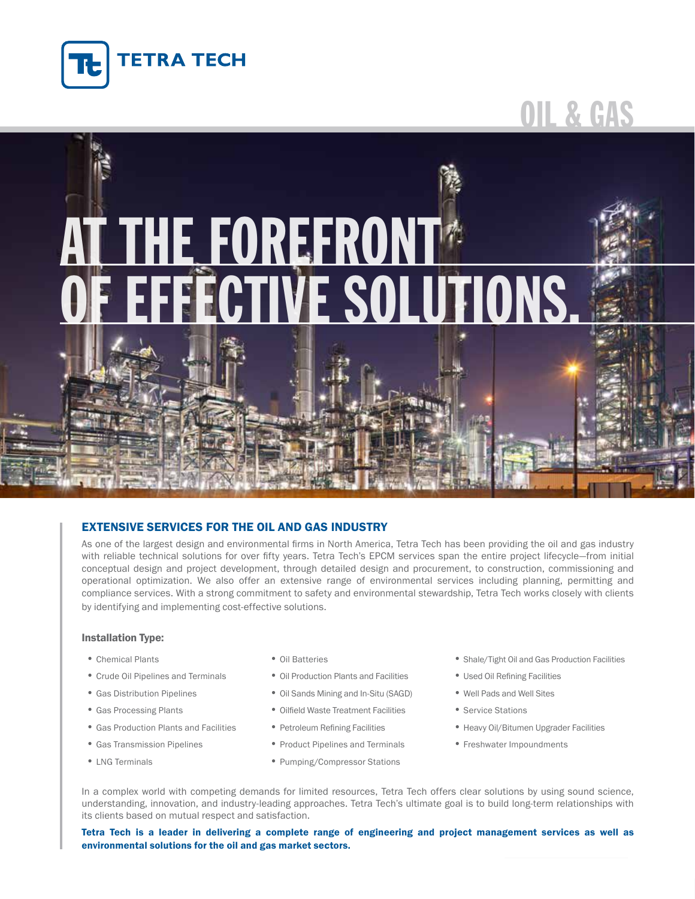TETRA TECH

# OIL & GAS

# AT THE FOREFRONT OF EFFECTIVE SOLUTIONS.

## EXTENSIVE SERVICES FOR THE OIL AND GAS INDUSTRY

As one of the largest design and environmental firms in North America, Tetra Tech has been providing the oil and gas industry with reliable technical solutions for over fifty years. Tetra Tech's EPCM services span the entire project lifecycle—from initial conceptual design and project development, through detailed design and procurement, to construction, commissioning and operational optimization. We also offer an extensive range of environmental services including planning, permitting and compliance services. With a strong commitment to safety and environmental stewardship, Tetra Tech works closely with clients by identifying and implementing cost-effective solutions.

### Installation Type:

- Chemical Plants
- Crude Oil Pipelines and Terminals
- Gas Distribution Pipelines
- Gas Processing Plants
- Gas Production Plants and Facilities
- Gas Transmission Pipelines
- LNG Terminals
- Oil Batteries
- Oil Production Plants and Facilities
- Oil Sands Mining and In-Situ (SAGD)
- Oilfield Waste Treatment Facilities
- Petroleum Refining Facilities
- Product Pipelines and Terminals
- Pumping/Compressor Stations
- Shale/Tight Oil and Gas Production Facilities
- Used Oil Refining Facilities
- Well Pads and Well Sites
- Service Stations
- Heavy Oil/Bitumen Upgrader Facilities
- Freshwater Impoundments

In a complex world with competing demands for limited resources, Tetra Tech offers clear solutions by using sound science, understanding, innovation, and industry-leading approaches. Tetra Tech's ultimate goal is to build long-term relationships with its clients based on mutual respect and satisfaction.

**Tetra Tech is a leader in delivering a complete range of engineering and project management services as well as environmental solutions for the oil and gas market sectors.**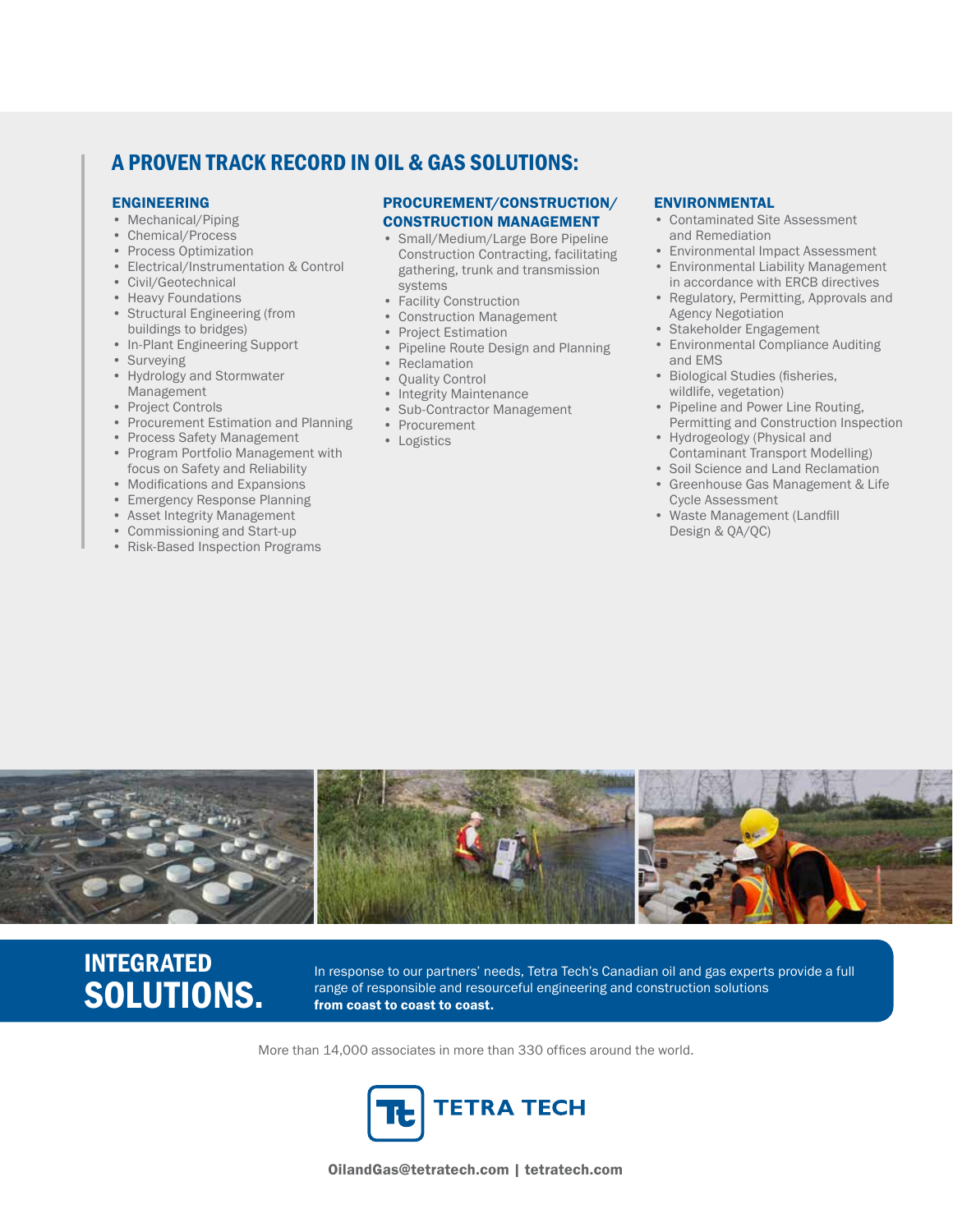## A PROVEN TRACK RECORD IN OIL & GAS SOLUTIONS:

### ENGINEERING

- Mechanical/Piping
- Chemical/Process
- Process Optimization
- Electrical/Instrumentation & Control
- Civil/Geotechnical
- Heavy Foundations
- Structural Engineering (from buildings to bridges)
- In-Plant Engineering Support
- Surveying
- Hydrology and Stormwater Management
- Project Controls
- Procurement Estimation and Planning
- Process Safety Management
- Program Portfolio Management with focus on Safety and Reliability
- Modifications and Expansions
- Emergency Response Planning
- Asset Integrity Management
- Commissioning and Start-up
- Risk-Based Inspection Programs

### PROCUREMENT/CONSTRUCTION/ CONSTRUCTION MANAGEMENT

- Small/Medium/Large Bore Pipeline Construction Contracting, facilitating gathering, trunk and transmission systems
- Facility Construction
- Construction Management
- Project Estimation
- Pipeline Route Design and Planning
- Reclamation
- Quality Control
- Integrity Maintenance
- Sub-Contractor Management
- Procurement
- Logistics

### ENVIRONMENTAL

- Contaminated Site Assessment and Remediation
- Environmental Impact Assessment
- Environmental Liability Management in accordance with ERCB directives
- Regulatory, Permitting, Approvals and Agency Negotiation
- Stakeholder Engagement
- Environmental Compliance Auditing and EMS
- Biological Studies (fisheries, wildlife, vegetation)
- Pipeline and Power Line Routing, Permitting and Construction Inspection
- Hydrogeology (Physical and Contaminant Transport Modelling)
- Soil Science and Land Reclamation
- Greenhouse Gas Management & Life Cycle Assessment
- Waste Management (Landfill Design & QA/QC)

## INTEGRATED SOLUTIONS.

In response to our partners' needs, Tetra Tech's Canadian oil and gas experts provide a full range of responsible and resourceful engineering and construction solutions **from coast to coast to coast.**

More than 14,000 associates in more than 330 offices around the world.

TETRA TECH

**OilandGas@tetratech.com | tetratech.com**